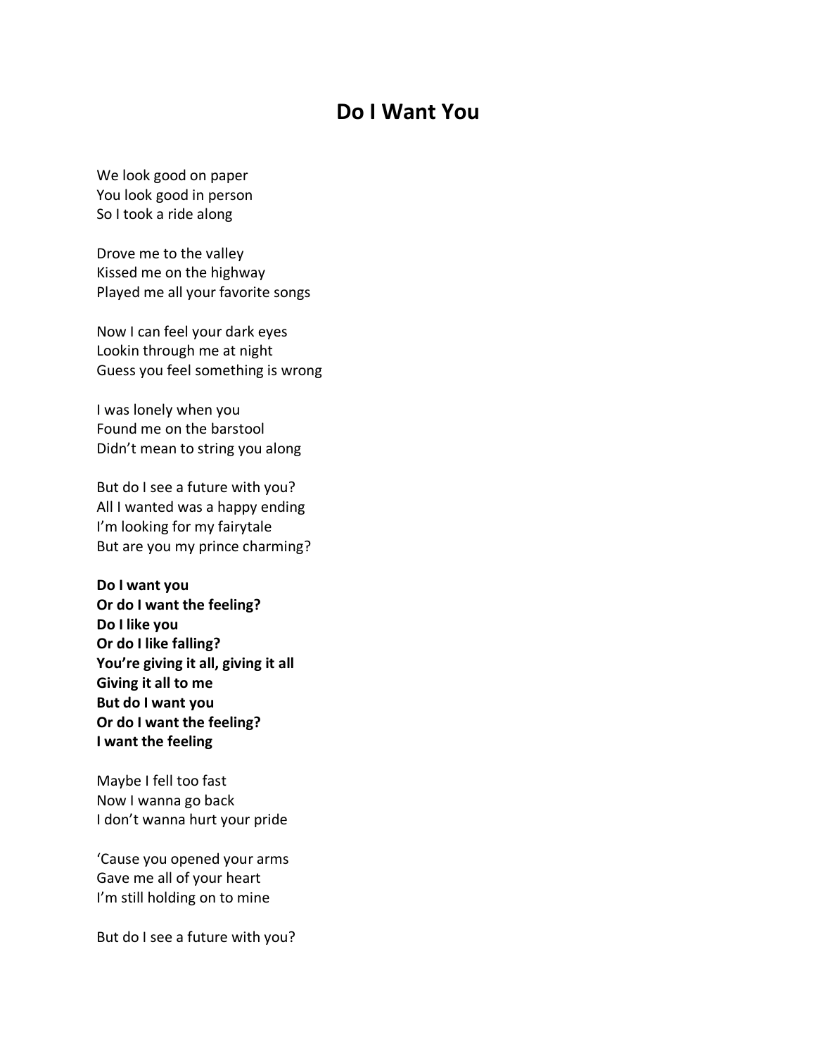# Do I Want You

We look good on paper  
You look good in person  
So I took a ride along

Drove me to the valley  
Kissed me on the highway  
Played me all your favorite songs

Now I can feel your dark eyes  
Lookin through me at night  
Guess you feel something is wrong

I was lonely when you  
Found me on the barstool  
Didn't mean to string you along

But do I see a future with you?  
All I wanted was a happy ending  
I'm looking for my fairytale  
But are you my prince charming?

**Do I want you**  
**Or do I want the feeling?**  
**Do I like you**  
**Or do I like falling?**  
**You're giving it all, giving it all**  
**Giving it all to me**  
**But do I want you**  
**Or do I want the feeling?**  
**I want the feeling**

Maybe I fell too fast  
Now I wanna go back  
I don't wanna hurt your pride

'Cause you opened your arms  
Gave me all of your heart  
I'm still holding on to mine

But do I see a future with you?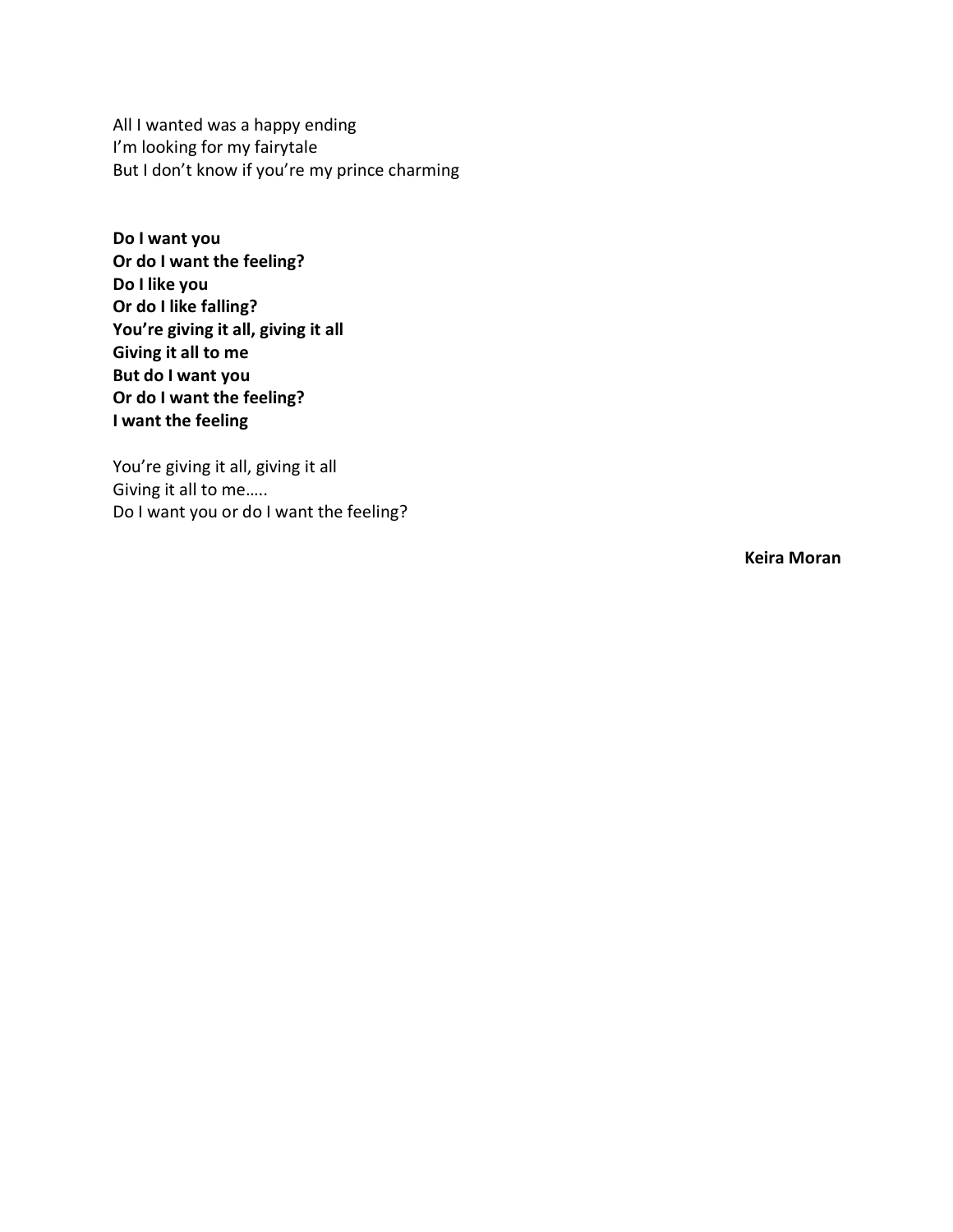All I wanted was a happy ending  
I'm looking for my fairytale  
But I don't know if you're my prince charming

**Do I want you**  
**Or do I want the feeling?**  
**Do I like you**  
**Or do I like falling?**  
**You're giving it all, giving it all**  
**Giving it all to me**  
**But do I want you**  
**Or do I want the feeling?**  
**I want the feeling**

You're giving it all, giving it all  
Giving it all to me…..  
Do I want you or do I want the feeling?

**Keira Moran**